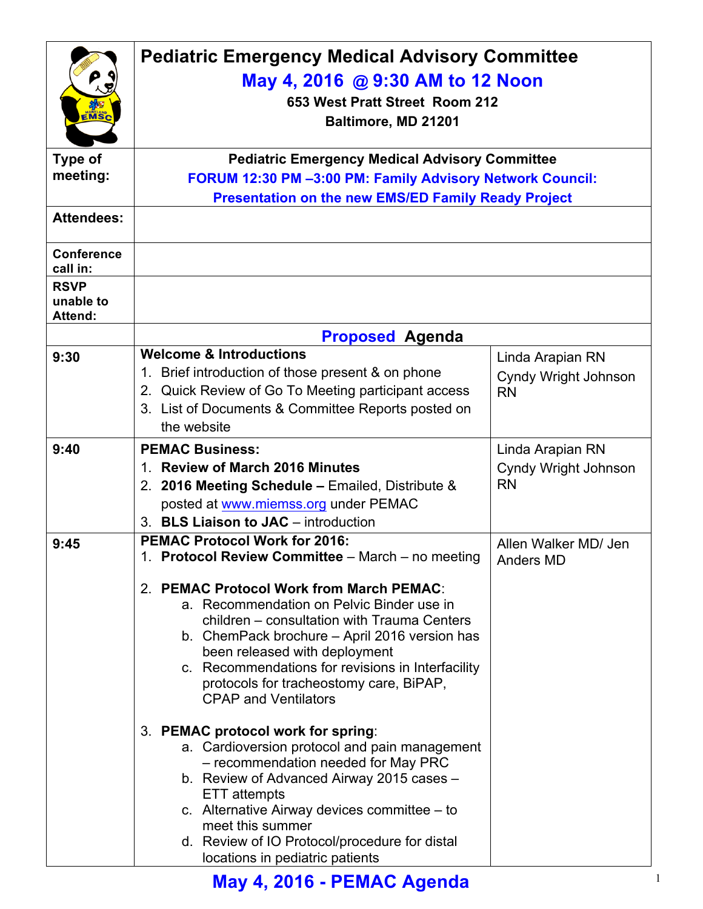# Pediatric Emergency Medical Advisory Committee

**May 4, 2016 @ 9:30 AM to 12 Noon**

**653 West Pratt Street Room 212**
**Baltimore, MD 21201**

| | |
|---|---|
| **Type of meeting:** | **Pediatric Emergency Medical Advisory Committee**<br>**FORUM 12:30 PM –3:00 PM: Family Advisory Network Council: Presentation on the new EMS/ED Family Ready Project** |
| **Attendees:** | |
| **Conference call in:** | |
| **RSVP unable to Attend:** | |

## Proposed Agenda

| Time | Item | Presenter |
|---|---|---|
| **9:30** | **Welcome & Introductions**<br>1. Brief introduction of those present & on phone<br>2. Quick Review of Go To Meeting participant access<br>3. List of Documents & Committee Reports posted on the website | Linda Arapian RN<br>Cyndy Wright Johnson RN |
| **9:40** | **PEMAC Business:**<br>1. **Review of March 2016 Minutes**<br>2. **2016 Meeting Schedule –** Emailed, Distribute & posted at www.miemss.org under PEMAC<br>3. **BLS Liaison to JAC** – introduction | Linda Arapian RN<br>Cyndy Wright Johnson RN |
| **9:45** | **PEMAC Protocol Work for 2016:**<br>1. **Protocol Review Committee** – March – no meeting<br><br>2. **PEMAC Protocol Work from March PEMAC**:<br>a. Recommendation on Pelvic Binder use in children – consultation with Trauma Centers<br>b. ChemPack brochure – April 2016 version has been released with deployment<br>c. Recommendations for revisions in Interfacility protocols for tracheostomy care, BiPAP, CPAP and Ventilators<br><br>3. **PEMAC protocol work for spring**:<br>a. Cardioversion protocol and pain management – recommendation needed for May PRC<br>b. Review of Advanced Airway 2015 cases – ETT attempts<br>c. Alternative Airway devices committee – to meet this summer<br>d. Review of IO Protocol/procedure for distal locations in pediatric patients | Allen Walker MD/ Jen Anders MD |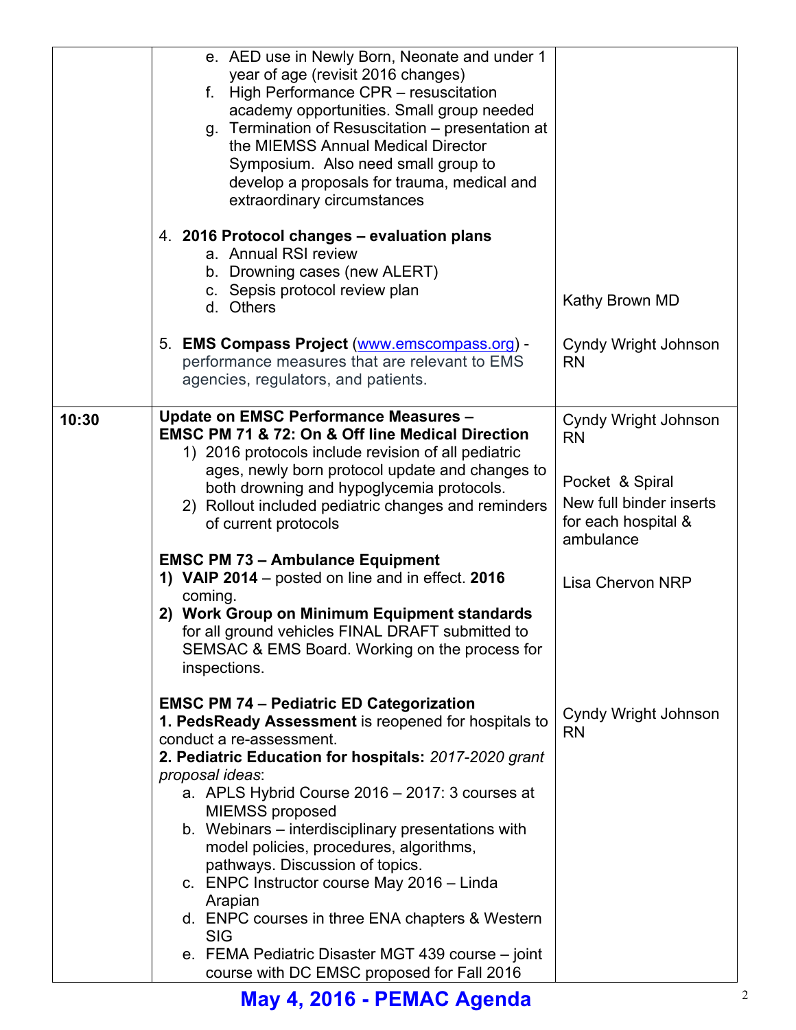| | | |
|---|---|---|
| | e. AED use in Newly Born, Neonate and under 1 year of age (revisit 2016 changes)<br>f. High Performance CPR – resuscitation academy opportunities. Small group needed<br>g. Termination of Resuscitation – presentation at the MIEMSS Annual Medical Director Symposium. Also need small group to develop a proposals for trauma, medical and extraordinary circumstances<br><br>4. **2016 Protocol changes – evaluation plans**<br>a. Annual RSI review<br>b. Drowning cases (new ALERT)<br>c. Sepsis protocol review plan<br>d. Others<br><br>5. **EMS Compass Project** (www.emscompass.org) - performance measures that are relevant to EMS agencies, regulators, and patients. | <br><br><br><br><br><br><br><br><br><br><br>Kathy Brown MD<br><br>Cyndy Wright Johnson RN |
| **10:30** | **Update on EMSC Performance Measures – EMSC PM 71 & 72: On & Off line Medical Direction**<br>1) 2016 protocols include revision of all pediatric ages, newly born protocol update and changes to both drowning and hypoglycemia protocols.<br>2) Rollout included pediatric changes and reminders of current protocols<br><br>**EMSC PM 73 – Ambulance Equipment**<br>**1) VAIP 2014** – posted on line and in effect. **2016** coming.<br>**2) Work Group on Minimum Equipment standards** for all ground vehicles FINAL DRAFT submitted to SEMSAC & EMS Board. Working on the process for inspections.<br><br>**EMSC PM 74 – Pediatric ED Categorization**<br>**1. PedsReady Assessment** is reopened for hospitals to conduct a re-assessment.<br>**2. Pediatric Education for hospitals:** *2017-2020 grant proposal ideas*:<br>a. APLS Hybrid Course 2016 – 2017: 3 courses at MIEMSS proposed<br>b. Webinars – interdisciplinary presentations with model policies, procedures, algorithms, pathways. Discussion of topics.<br>c. ENPC Instructor course May 2016 – Linda Arapian<br>d. ENPC courses in three ENA chapters & Western SIG<br>e. FEMA Pediatric Disaster MGT 439 course – joint course with DC EMSC proposed for Fall 2016 | Cyndy Wright Johnson RN<br><br>Pocket & Spiral<br>New full binder inserts for each hospital & ambulance<br><br>Lisa Chervon NRP<br><br><br><br><br><br>Cyndy Wright Johnson RN |

**May 4, 2016 - PEMAC Agenda**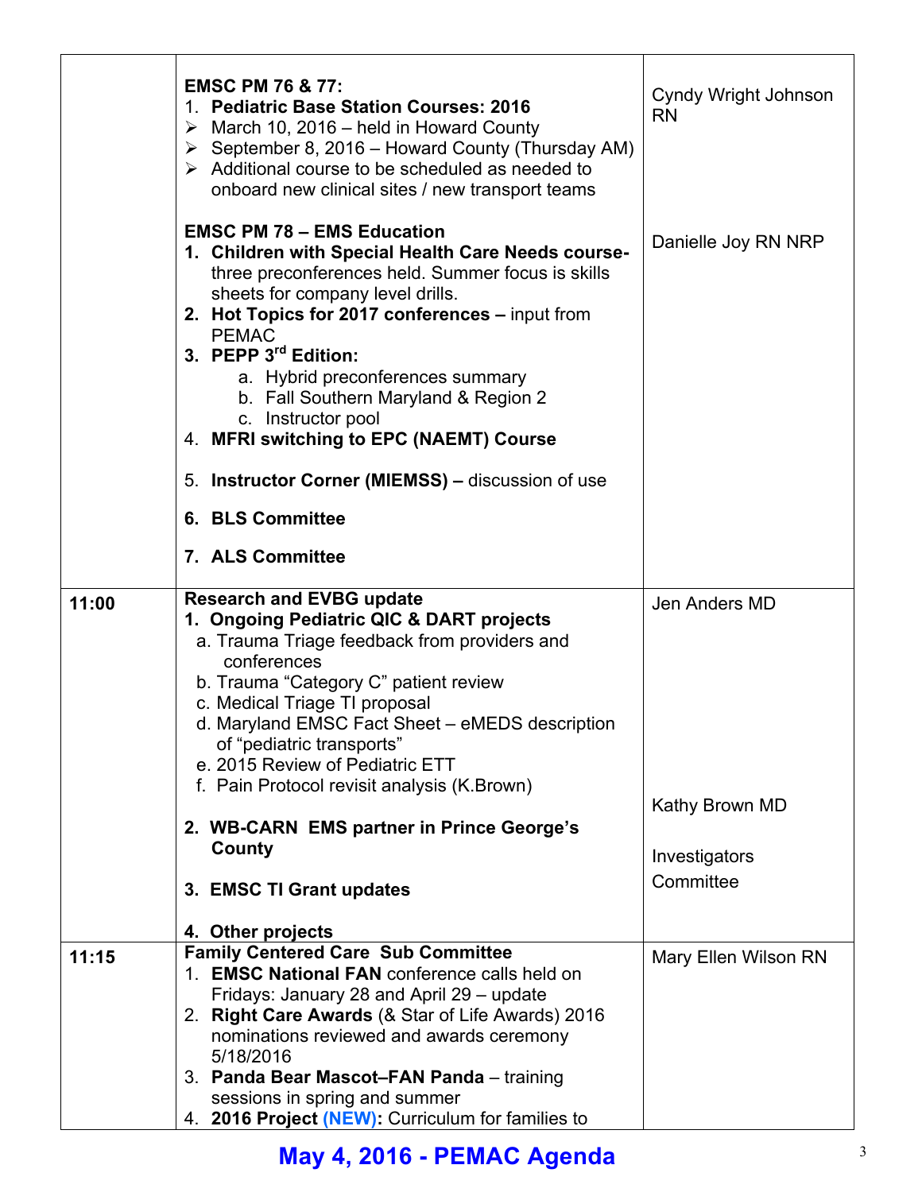| | | |
|---|---|---|
| | **EMSC PM 76 & 77:**<br>1. **Pediatric Base Station Courses: 2016**<br>➢ March 10, 2016 – held in Howard County<br>➢ September 8, 2016 – Howard County (Thursday AM)<br>➢ Additional course to be scheduled as needed to onboard new clinical sites / new transport teams<br><br>**EMSC PM 78 – EMS Education**<br>1. **Children with Special Health Care Needs course-** three preconferences held. Summer focus is skills sheets for company level drills.<br>2. **Hot Topics for 2017 conferences –** input from PEMAC<br>3. **PEPP 3rd Edition:**<br>a. Hybrid preconferences summary<br>b. Fall Southern Maryland & Region 2<br>c. Instructor pool<br>4. **MFRI switching to EPC (NAEMT) Course**<br>5. **Instructor Corner (MIEMSS) –** discussion of use<br>6. **BLS Committee**<br>7. **ALS Committee** | Cyndy Wright Johnson RN<br><br>Danielle Joy RN NRP |
| **11:00** | **Research and EVBG update**<br>1. **Ongoing Pediatric QIC & DART projects**<br>a. Trauma Triage feedback from providers and conferences<br>b. Trauma "Category C" patient review<br>c. Medical Triage TI proposal<br>d. Maryland EMSC Fact Sheet – eMEDS description of "pediatric transports"<br>e. 2015 Review of Pediatric ETT<br>f. Pain Protocol revisit analysis (K.Brown)<br>2. **WB-CARN EMS partner in Prince George's County**<br>3. **EMSC TI Grant updates**<br>4. **Other projects** | Jen Anders MD<br><br>Kathy Brown MD<br><br>Investigators Committee |
| **11:15** | **Family Centered Care Sub Committee**<br>1. **EMSC National FAN** conference calls held on Fridays: January 28 and April 29 – update<br>2. **Right Care Awards** (& Star of Life Awards) 2016 nominations reviewed and awards ceremony 5/18/2016<br>3. **Panda Bear Mascot–FAN Panda** – training sessions in spring and summer<br>4. **2016 Project (NEW):** Curriculum for families to | Mary Ellen Wilson RN |

**May 4, 2016 - PEMAC Agenda**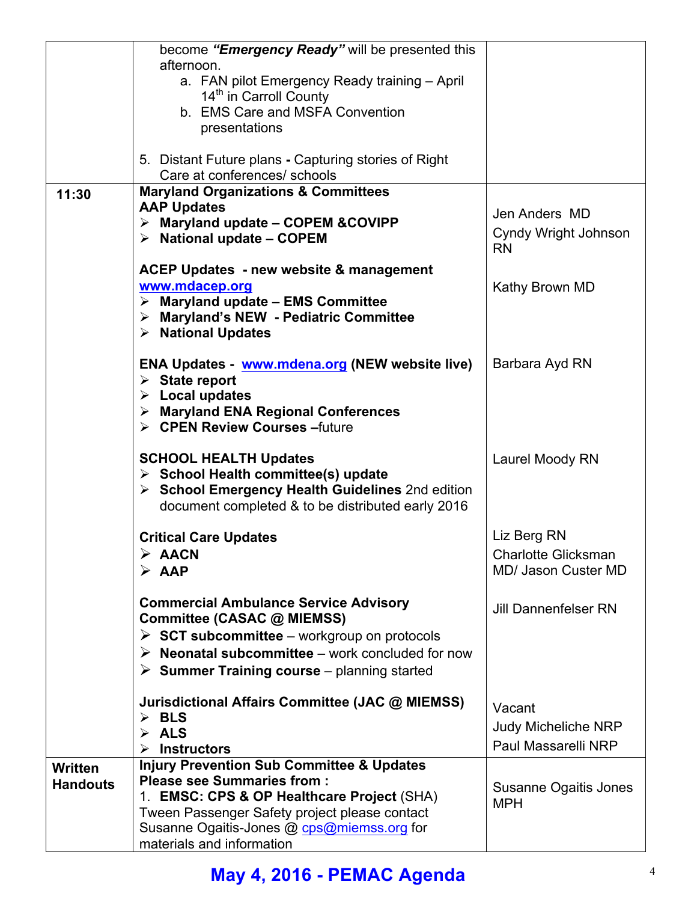| | | |
|---|---|---|
| | become ***"Emergency Ready"*** will be presented this afternoon.<br>a. FAN pilot Emergency Ready training – April 14th in Carroll County<br>b. EMS Care and MSFA Convention presentations<br><br>5. Distant Future plans **-** Capturing stories of Right Care at conferences/ schools | |
| **11:30** | **Maryland Organizations & Committees**<br>**AAP Updates**<br>➢ **Maryland update – COPEM &COVIPP**<br>➢ **National update – COPEM** | Jen Anders MD<br>Cyndy Wright Johnson RN |
| | **ACEP Updates - new website & management** www.mdacep.org<br>➢ **Maryland update – EMS Committee**<br>➢ **Maryland's NEW - Pediatric Committee**<br>➢ **National Updates** | Kathy Brown MD |
| | **ENA Updates - www.mdena.org (NEW website live)**<br>➢ **State report**<br>➢ **Local updates**<br>➢ **Maryland ENA Regional Conferences**<br>➢ **CPEN Review Courses –**future | Barbara Ayd RN |
| | **SCHOOL HEALTH Updates**<br>➢ **School Health committee(s) update**<br>➢ **School Emergency Health Guidelines** 2nd edition document completed & to be distributed early 2016 | Laurel Moody RN |
| | **Critical Care Updates**<br>➢ **AACN**<br>➢ **AAP** | Liz Berg RN<br>Charlotte Glicksman MD/ Jason Custer MD |
| | **Commercial Ambulance Service Advisory Committee (CASAC @ MIEMSS)**<br>➢ **SCT subcommittee** – workgroup on protocols<br>➢ **Neonatal subcommittee** – work concluded for now<br>➢ **Summer Training course** – planning started | Jill Dannenfelser RN |
| | **Jurisdictional Affairs Committee (JAC @ MIEMSS)**<br>➢ **BLS**<br>➢ **ALS**<br>➢ **Instructors** | Vacant<br>Judy Micheliche NRP<br>Paul Massarelli NRP |
| **Written Handouts** | **Injury Prevention Sub Committee & Updates**<br>**Please see Summaries from :**<br>1. **EMSC: CPS & OP Healthcare Project** (SHA) Tween Passenger Safety project please contact Susanne Ogaitis-Jones @ cps@miemss.org for materials and information | Susanne Ogaitis Jones MPH |

**May 4, 2016 - PEMAC Agenda**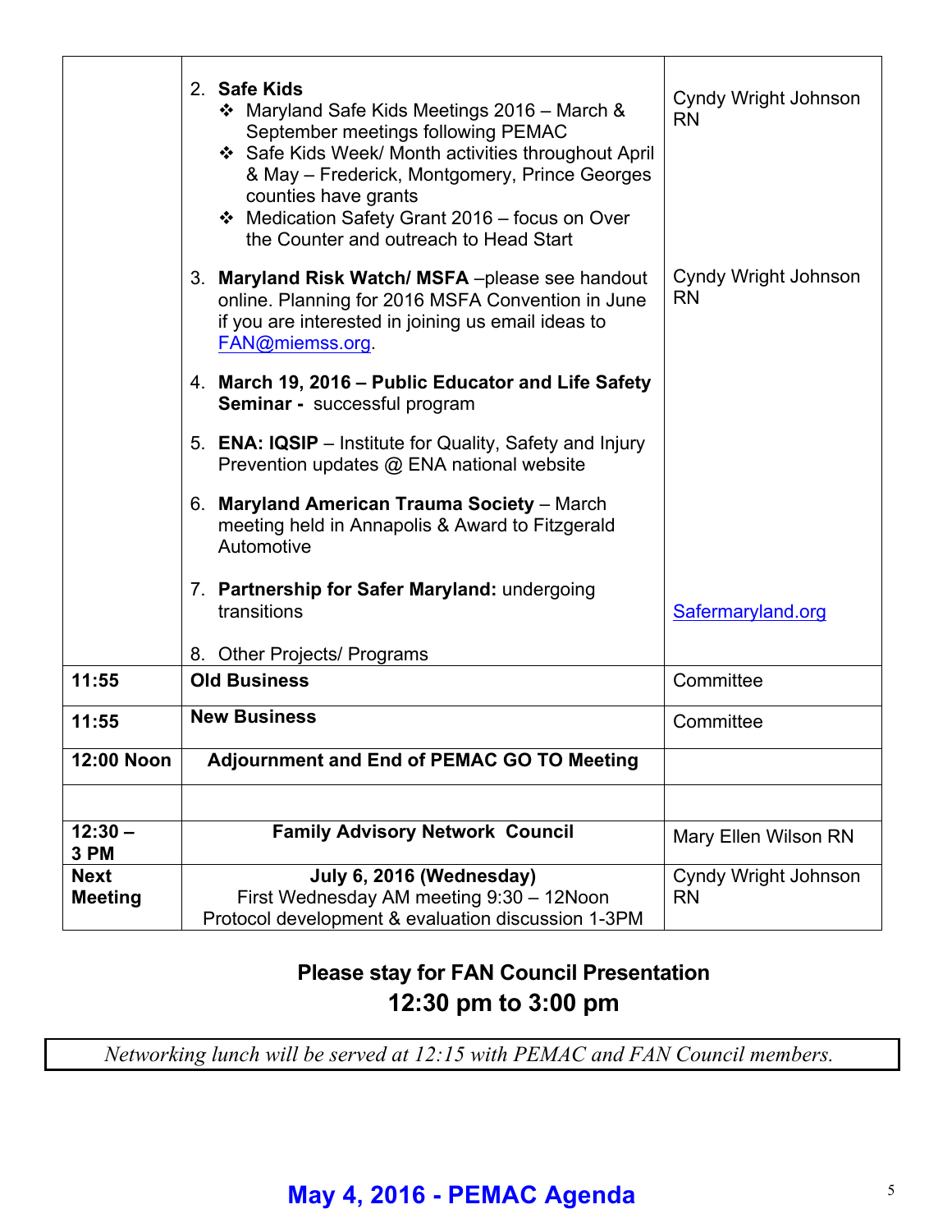| | | |
|---|---|---|
| | 2. **Safe Kids**<br>❖ Maryland Safe Kids Meetings 2016 – March & September meetings following PEMAC<br>❖ Safe Kids Week/ Month activities throughout April & May – Frederick, Montgomery, Prince Georges counties have grants<br>❖ Medication Safety Grant 2016 – focus on Over the Counter and outreach to Head Start<br><br>3. **Maryland Risk Watch/ MSFA** –please see handout online. Planning for 2016 MSFA Convention in June if you are interested in joining us email ideas to FAN@miemss.org.<br><br>4. **March 19, 2016 – Public Educator and Life Safety Seminar -** successful program<br><br>5. **ENA: IQSIP** – Institute for Quality, Safety and Injury Prevention updates @ ENA national website<br><br>6. **Maryland American Trauma Society** – March meeting held in Annapolis & Award to Fitzgerald Automotive<br><br>7. **Partnership for Safer Maryland:** undergoing transitions<br><br>8. Other Projects/ Programs | Cyndy Wright Johnson RN<br><br>Cyndy Wright Johnson RN<br><br>Safermaryland.org |
| **11:55** | **Old Business** | Committee |
| **11:55** | **New Business** | Committee |
| **12:00 Noon** | **Adjournment and End of PEMAC GO TO Meeting** | |
| | | |
| **12:30 – 3 PM** | **Family Advisory Network Council** | Mary Ellen Wilson RN |
| **Next Meeting** | **July 6, 2016 (Wednesday)**<br>First Wednesday AM meeting 9:30 – 12Noon<br>Protocol development & evaluation discussion 1-3PM | Cyndy Wright Johnson RN |

**Please stay for FAN Council Presentation**
**12:30 pm to 3:00 pm**

*Networking lunch will be served at 12:15 with PEMAC and FAN Council members.*

**May 4, 2016 - PEMAC Agenda**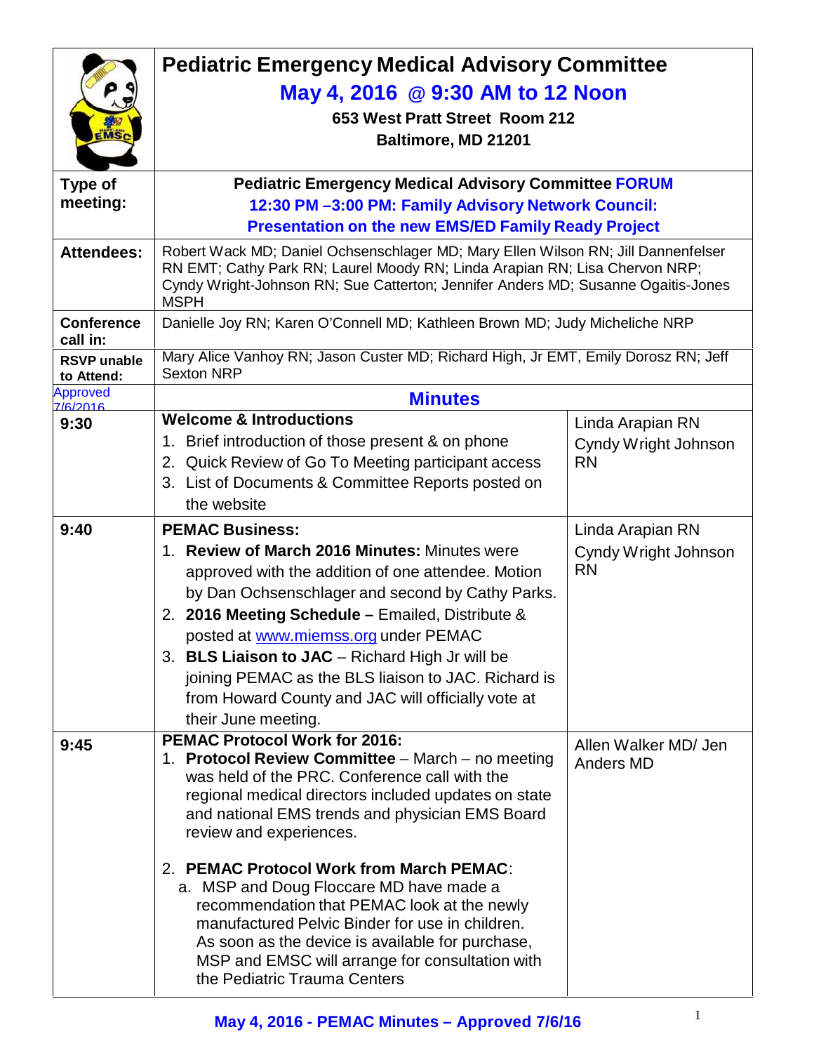# Pediatric Emergency Medical Advisory Committee

## May 4, 2016 @ 9:30 AM to 12 Noon

**653 West Pratt Street Room 212**
**Baltimore, MD 21201**

| | |
|---|---|
| **Type of meeting:** | **Pediatric Emergency Medical Advisory Committee FORUM**<br>**12:30 PM –3:00 PM: Family Advisory Network Council:**<br>**Presentation on the new EMS/ED Family Ready Project** |
| **Attendees:** | Robert Wack MD; Daniel Ochsenschlager MD; Mary Ellen Wilson RN; Jill Dannenfelser RN EMT; Cathy Park RN; Laurel Moody RN; Linda Arapian RN; Lisa Chervon NRP; Cyndy Wright-Johnson RN; Sue Catterton; Jennifer Anders MD; Susanne Ogaitis-Jones MSPH |
| **Conference call in:** | Danielle Joy RN; Karen O'Connell MD; Kathleen Brown MD; Judy Micheliche NRP |
| **RSVP unable to Attend:** | Mary Alice Vanhoy RN; Jason Custer MD; Richard High, Jr EMT, Emily Dorosz RN; Jeff Sexton NRP |

Approved 7/6/2016

## Minutes

| Time | Item | Presenter |
|---|---|---|
| **9:30** | **Welcome & Introductions**<br>1. Brief introduction of those present & on phone<br>2. Quick Review of Go To Meeting participant access<br>3. List of Documents & Committee Reports posted on the website | Linda Arapian RN<br>Cyndy Wright Johnson RN |
| **9:40** | **PEMAC Business:**<br>1. **Review of March 2016 Minutes:** Minutes were approved with the addition of one attendee. Motion by Dan Ochsenschlager and second by Cathy Parks.<br>2. **2016 Meeting Schedule –** Emailed, Distribute & posted at www.miemss.org under PEMAC<br>3. **BLS Liaison to JAC** – Richard High Jr will be joining PEMAC as the BLS liaison to JAC. Richard is from Howard County and JAC will officially vote at their June meeting. | Linda Arapian RN<br>Cyndy Wright Johnson RN |
| **9:45** | **PEMAC Protocol Work for 2016:**<br>1. **Protocol Review Committee** – March – no meeting was held of the PRC. Conference call with the regional medical directors included updates on state and national EMS trends and physician EMS Board review and experiences.<br><br>2. **PEMAC Protocol Work from March PEMAC**:<br>a. MSP and Doug Floccare MD have made a recommendation that PEMAC look at the newly manufactured Pelvic Binder for use in children. As soon as the device is available for purchase, MSP and EMSC will arrange for consultation with the Pediatric Trauma Centers | Allen Walker MD/ Jen Anders MD |

**May 4, 2016 - PEMAC Minutes – Approved 7/6/16**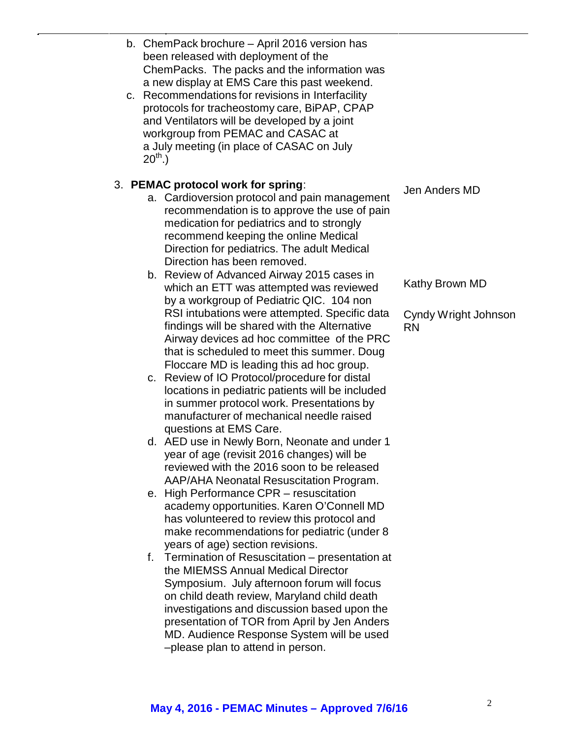b. ChemPack brochure – April 2016 version has been released with deployment of the ChemPacks. The packs and the information was a new display at EMS Care this past weekend.

c. Recommendations for revisions in Interfacility protocols for tracheostomy care, BiPAP, CPAP and Ventilators will be developed by a joint workgroup from PEMAC and CASAC at a July meeting (in place of CASAC on July 20th.)

3. **PEMAC protocol work for spring**:

| | |
|---|---|
| a. Cardioversion protocol and pain management recommendation is to approve the use of pain medication for pediatrics and to strongly recommend keeping the online Medical Direction for pediatrics. The adult Medical Direction has been removed. | Jen Anders MD |
| b. Review of Advanced Airway 2015 cases in which an ETT was attempted was reviewed by a workgroup of Pediatric QIC. 104 non RSI intubations were attempted. Specific data findings will be shared with the Alternative Airway devices ad hoc committee of the PRC that is scheduled to meet this summer. Doug Floccare MD is leading this ad hoc group. | Kathy Brown MD<br>Cyndy Wright Johnson RN |
| c. Review of IO Protocol/procedure for distal locations in pediatric patients will be included in summer protocol work. Presentations by manufacturer of mechanical needle raised questions at EMS Care. | |
| d. AED use in Newly Born, Neonate and under 1 year of age (revisit 2016 changes) will be reviewed with the 2016 soon to be released AAP/AHA Neonatal Resuscitation Program. | |
| e. High Performance CPR – resuscitation academy opportunities. Karen O'Connell MD has volunteered to review this protocol and make recommendations for pediatric (under 8 years of age) section revisions. | |
| f. Termination of Resuscitation – presentation at the MIEMSS Annual Medical Director Symposium. July afternoon forum will focus on child death review, Maryland child death investigations and discussion based upon the presentation of TOR from April by Jen Anders MD. Audience Response System will be used –please plan to attend in person. | |

**May 4, 2016 - PEMAC Minutes – Approved 7/6/16**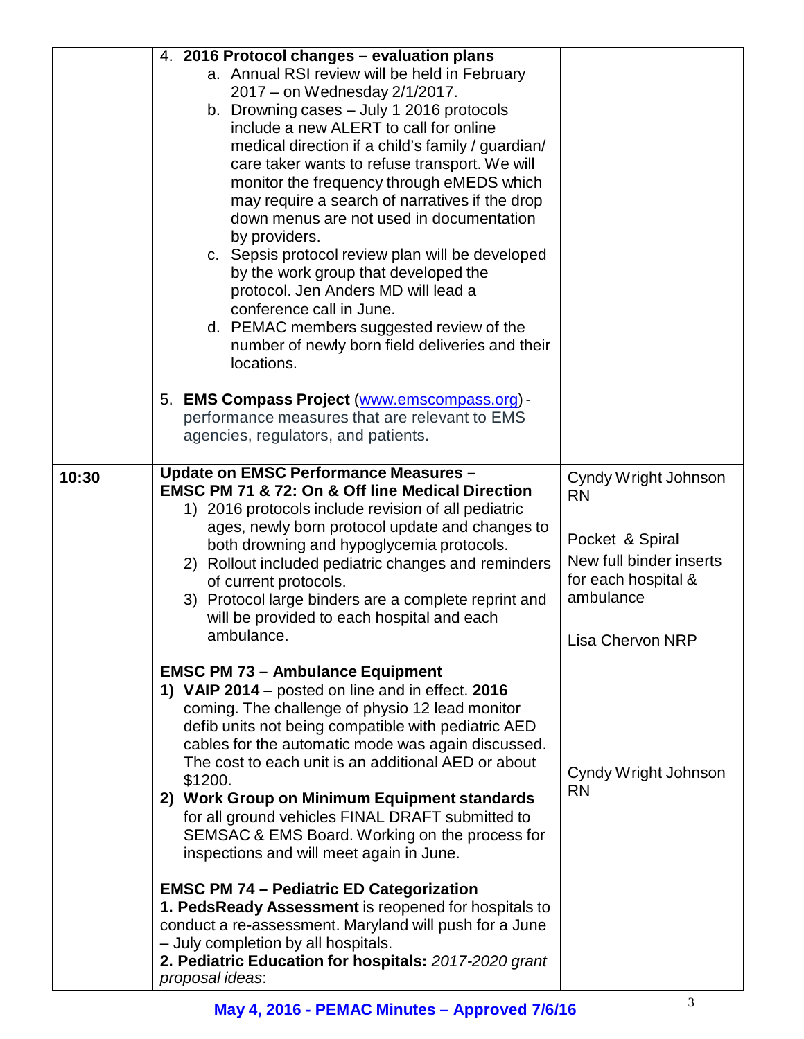| | | |
|---|---|---|
| | 4. **2016 Protocol changes – evaluation plans**<br>a. Annual RSI review will be held in February 2017 – on Wednesday 2/1/2017.<br>b. Drowning cases – July 1 2016 protocols include a new ALERT to call for online medical direction if a child's family / guardian/ care taker wants to refuse transport. We will monitor the frequency through eMEDS which may require a search of narratives if the drop down menus are not used in documentation by providers.<br>c. Sepsis protocol review plan will be developed by the work group that developed the protocol. Jen Anders MD will lead a conference call in June.<br>d. PEMAC members suggested review of the number of newly born field deliveries and their locations.<br><br>5. **EMS Compass Project** (www.emscompass.org) - performance measures that are relevant to EMS agencies, regulators, and patients. | |
| **10:30** | **Update on EMSC Performance Measures – EMSC PM 71 & 72: On & Off line Medical Direction**<br>1) 2016 protocols include revision of all pediatric ages, newly born protocol update and changes to both drowning and hypoglycemia protocols.<br>2) Rollout included pediatric changes and reminders of current protocols.<br>3) Protocol large binders are a complete reprint and will be provided to each hospital and each ambulance.<br><br>**EMSC PM 73 – Ambulance Equipment**<br>**1) VAIP 2014** – posted on line and in effect. **2016** coming. The challenge of physio 12 lead monitor defib units not being compatible with pediatric AED cables for the automatic mode was again discussed. The cost to each unit is an additional AED or about $1200.<br>**2) Work Group on Minimum Equipment standards** for all ground vehicles FINAL DRAFT submitted to SEMSAC & EMS Board. Working on the process for inspections and will meet again in June.<br><br>**EMSC PM 74 – Pediatric ED Categorization**<br>**1. PedsReady Assessment** is reopened for hospitals to conduct a re-assessment. Maryland will push for a June – July completion by all hospitals.<br>**2. Pediatric Education for hospitals:** *2017-2020 grant proposal ideas*: | Cyndy Wright Johnson RN<br><br>Pocket & Spiral<br>New full binder inserts for each hospital & ambulance<br><br>Lisa Chervon NRP<br><br>Cyndy Wright Johnson RN |

**May 4, 2016 - PEMAC Minutes – Approved 7/6/16**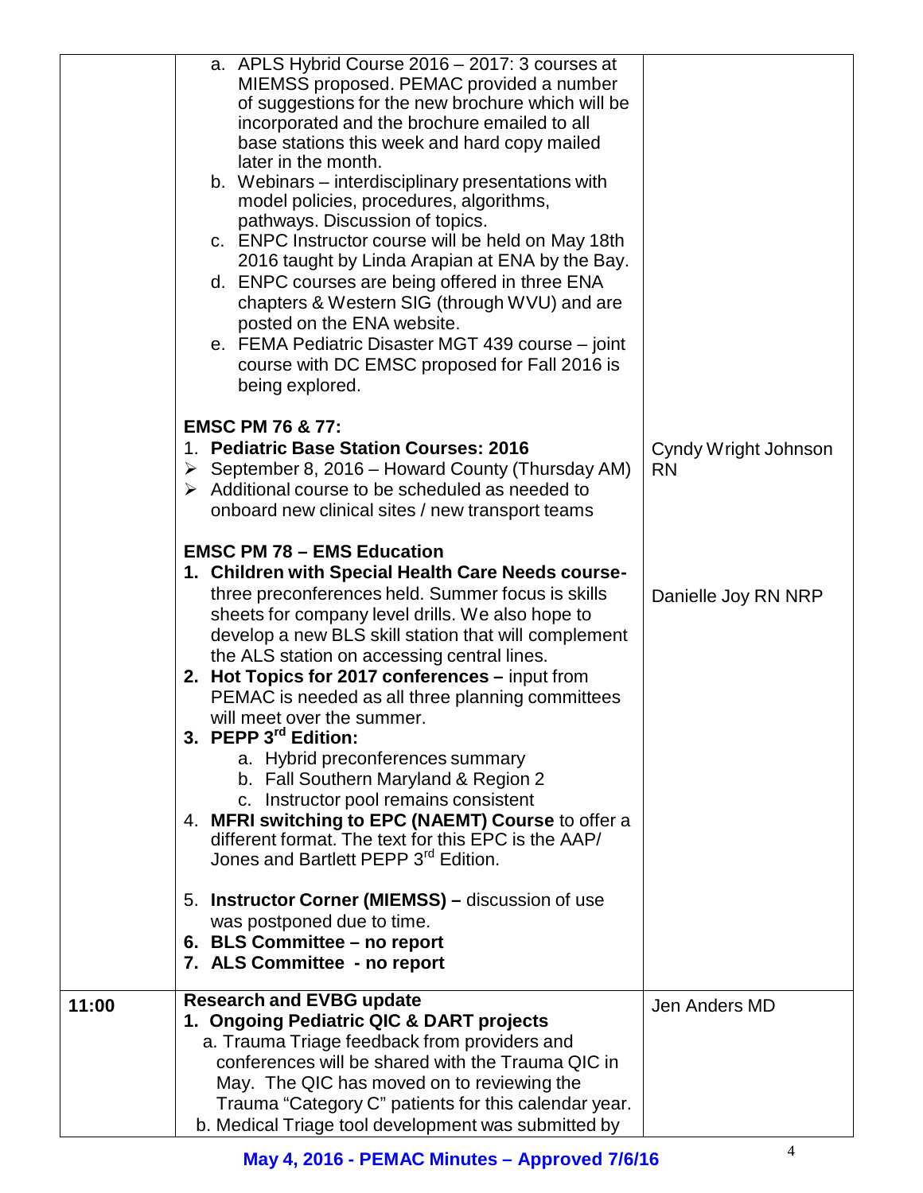| | | |
|---|---|---|
| | a. APLS Hybrid Course 2016 – 2017: 3 courses at MIEMSS proposed. PEMAC provided a number of suggestions for the new brochure which will be incorporated and the brochure emailed to all base stations this week and hard copy mailed later in the month.<br>b. Webinars – interdisciplinary presentations with model policies, procedures, algorithms, pathways. Discussion of topics.<br>c. ENPC Instructor course will be held on May 18th 2016 taught by Linda Arapian at ENA by the Bay.<br>d. ENPC courses are being offered in three ENA chapters & Western SIG (through WVU) and are posted on the ENA website.<br>e. FEMA Pediatric Disaster MGT 439 course – joint course with DC EMSC proposed for Fall 2016 is being explored.<br><br>**EMSC PM 76 & 77:**<br>1. **Pediatric Base Station Courses: 2016**<br>➢ September 8, 2016 – Howard County (Thursday AM)<br>➢ Additional course to be scheduled as needed to onboard new clinical sites / new transport teams<br><br>**EMSC PM 78 – EMS Education**<br>1. **Children with Special Health Care Needs course-** three preconferences held. Summer focus is skills sheets for company level drills. We also hope to develop a new BLS skill station that will complement the ALS station on accessing central lines.<br>2. **Hot Topics for 2017 conferences –** input from PEMAC is needed as all three planning committees will meet over the summer.<br>3. **PEPP 3rd Edition:**<br>a. Hybrid preconferences summary<br>b. Fall Southern Maryland & Region 2<br>c. Instructor pool remains consistent<br>4. **MFRI switching to EPC (NAEMT) Course** to offer a different format. The text for this EPC is the AAP/ Jones and Bartlett PEPP 3rd Edition.<br><br>5. **Instructor Corner (MIEMSS) –** discussion of use was postponed due to time.<br>6. **BLS Committee – no report**<br>7. **ALS Committee - no report** | <br><br><br><br><br><br><br><br><br><br><br><br><br><br><br>Cyndy Wright Johnson RN<br><br><br><br><br><br>Danielle Joy RN NRP |
| **11:00** | **Research and EVBG update**<br>1. **Ongoing Pediatric QIC & DART projects**<br>a. Trauma Triage feedback from providers and conferences will be shared with the Trauma QIC in May. The QIC has moved on to reviewing the Trauma "Category C" patients for this calendar year.<br>b. Medical Triage tool development was submitted by | Jen Anders MD |

**May 4, 2016 - PEMAC Minutes – Approved 7/6/16**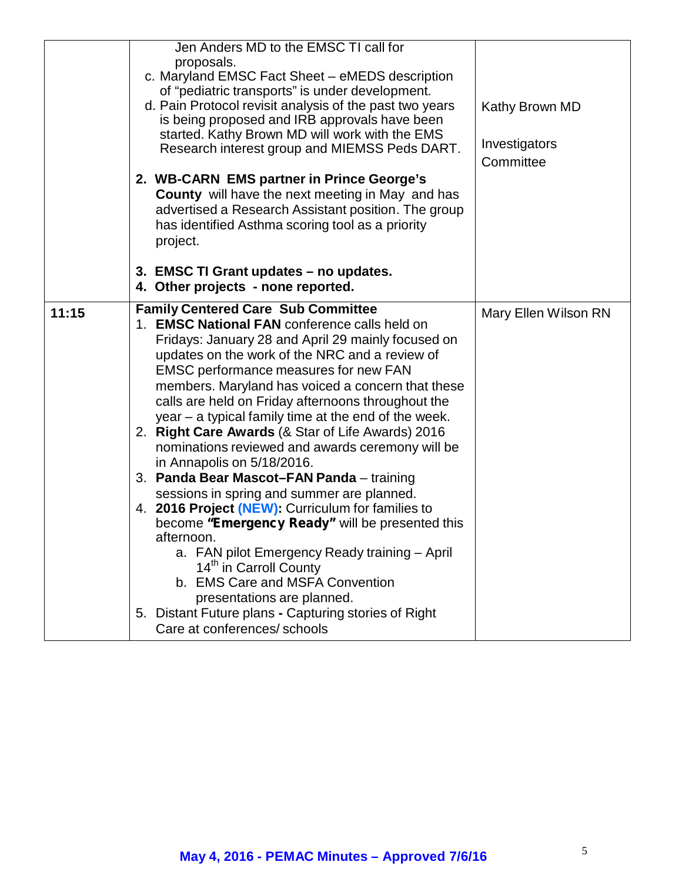| | | |
|---|---|---|
| | Jen Anders MD to the EMSC TI call for proposals.<br>c. Maryland EMSC Fact Sheet – eMEDS description of "pediatric transports" is under development.<br>d. Pain Protocol revisit analysis of the past two years is being proposed and IRB approvals have been started. Kathy Brown MD will work with the EMS Research interest group and MIEMSS Peds DART.<br><br>2. **WB-CARN EMS partner in Prince George's County** will have the next meeting in May and has advertised a Research Assistant position. The group has identified Asthma scoring tool as a priority project.<br><br>3. **EMSC TI Grant updates – no updates.**<br>4. **Other projects - none reported.** | Kathy Brown MD<br><br>Investigators Committee |
| 11:15 | **Family Centered Care Sub Committee**<br>1. **EMSC National FAN** conference calls held on Fridays: January 28 and April 29 mainly focused on updates on the work of the NRC and a review of EMSC performance measures for new FAN members. Maryland has voiced a concern that these calls are held on Friday afternoons throughout the year – a typical family time at the end of the week.<br>2. **Right Care Awards** (& Star of Life Awards) 2016 nominations reviewed and awards ceremony will be in Annapolis on 5/18/2016.<br>3. **Panda Bear Mascot–FAN Panda** – training sessions in spring and summer are planned.<br>4. **2016 Project (NEW):** Curriculum for families to become **"Emergency Ready"** will be presented this afternoon.<br>a. FAN pilot Emergency Ready training – April 14th in Carroll County<br>b. EMS Care and MSFA Convention presentations are planned.<br>5. Distant Future plans **-** Capturing stories of Right Care at conferences/ schools | Mary Ellen Wilson RN |

**May 4, 2016 - PEMAC Minutes – Approved 7/6/16**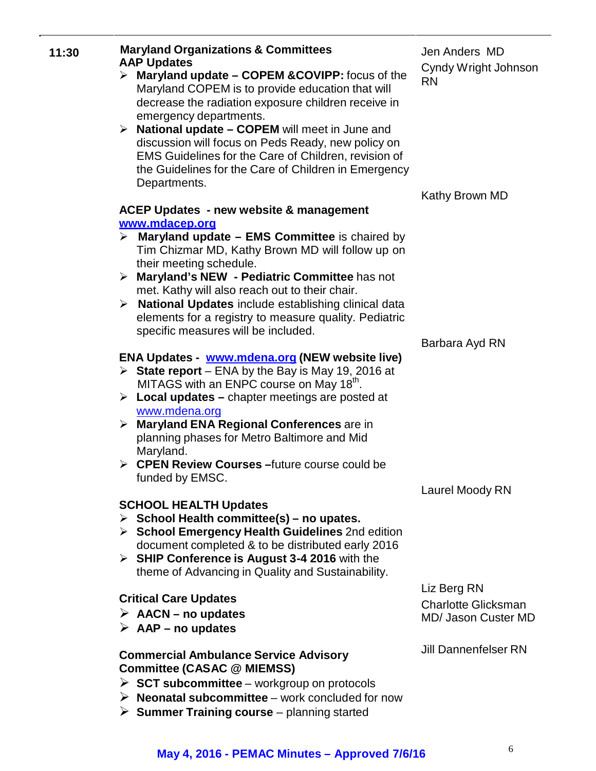| | | |
|---|---|---|
| **11:30** | **Maryland Organizations & Committees**<br>**AAP Updates**<br>➢ **Maryland update – COPEM &COVIPP:** focus of the Maryland COPEM is to provide education that will decrease the radiation exposure children receive in emergency departments.<br>➢ **National update – COPEM** will meet in June and discussion will focus on Peds Ready, new policy on EMS Guidelines for the Care of Children, revision of the Guidelines for the Care of Children in Emergency Departments. | Jen Anders MD<br>Cyndy Wright Johnson RN |
| | **ACEP Updates - new website & management** [www.mdacep.org](www.mdacep.org)<br>➢ **Maryland update – EMS Committee** is chaired by Tim Chizmar MD, Kathy Brown MD will follow up on their meeting schedule.<br>➢ **Maryland's NEW - Pediatric Committee** has not met. Kathy will also reach out to their chair.<br>➢ **National Updates** include establishing clinical data elements for a registry to measure quality. Pediatric specific measures will be included. | Kathy Brown MD |
| | **ENA Updates - [www.mdena.org](www.mdena.org) (NEW website live)**<br>➢ **State report** – ENA by the Bay is May 19, 2016 at MITAGS with an ENPC course on May 18th.<br>➢ **Local updates –** chapter meetings are posted at [www.mdena.org](www.mdena.org)<br>➢ **Maryland ENA Regional Conferences** are in planning phases for Metro Baltimore and Mid Maryland.<br>➢ **CPEN Review Courses –**future course could be funded by EMSC. | Barbara Ayd RN |
| | **SCHOOL HEALTH Updates**<br>➢ **School Health committee(s) – no upates.**<br>➢ **School Emergency Health Guidelines** 2nd edition document completed & to be distributed early 2016<br>➢ **SHIP Conference is August 3-4 2016** with the theme of Advancing in Quality and Sustainability. | Laurel Moody RN |
| | **Critical Care Updates**<br>➢ **AACN – no updates**<br>➢ **AAP – no updates** | Liz Berg RN<br>Charlotte Glicksman MD/ Jason Custer MD |
| | **Commercial Ambulance Service Advisory Committee (CASAC @ MIEMSS)**<br>➢ **SCT subcommittee** – workgroup on protocols<br>➢ **Neonatal subcommittee** – work concluded for now<br>➢ **Summer Training course** – planning started | Jill Dannenfelser RN |

**May 4, 2016 - PEMAC Minutes – Approved 7/6/16**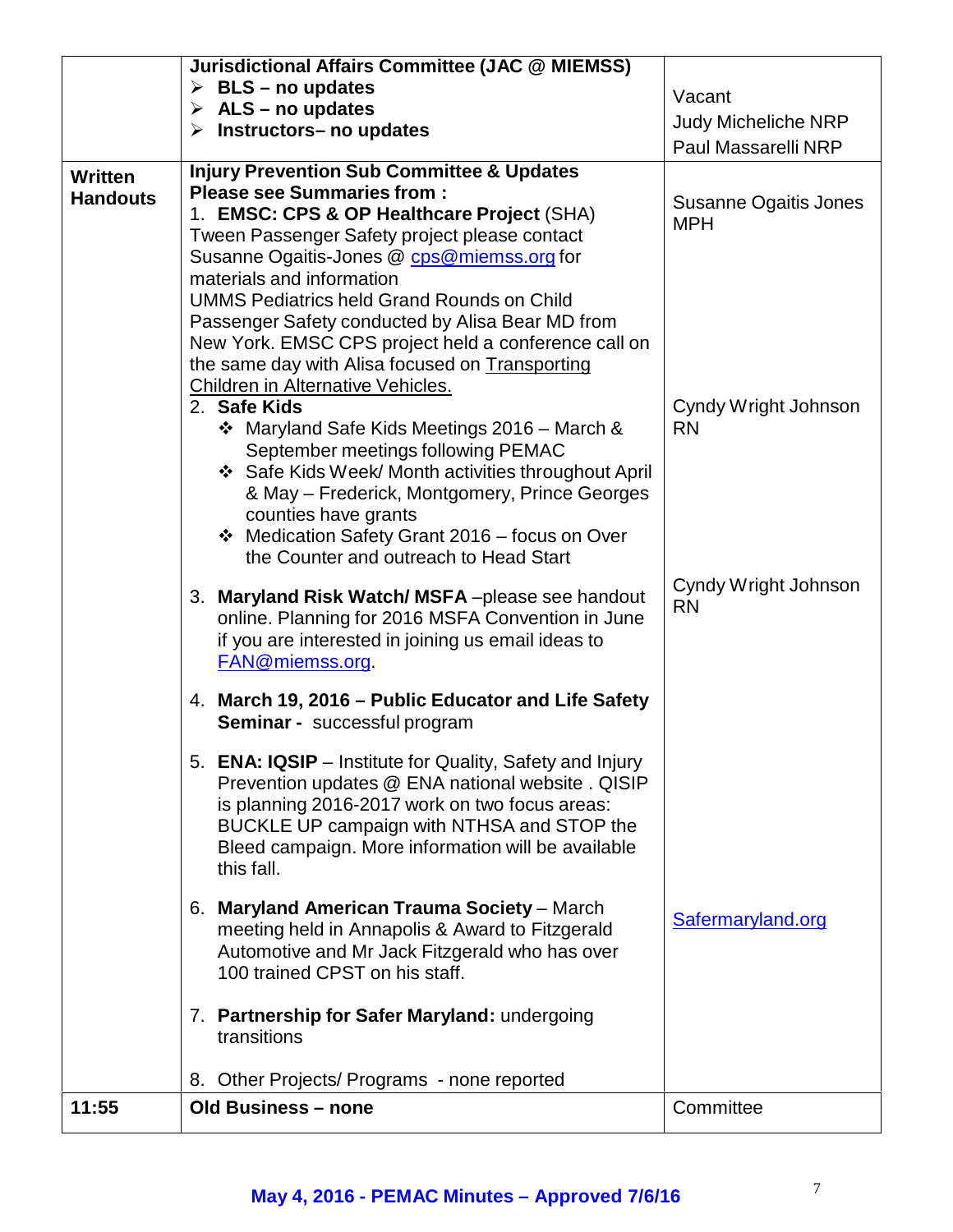| | | |
|---|---|---|
| | **Jurisdictional Affairs Committee (JAC @ MIEMSS)**<br>➢ **BLS – no updates**<br>➢ **ALS – no updates**<br>➢ **Instructors– no updates** | Vacant<br>Judy Micheliche NRP<br>Paul Massarelli NRP |
| **Written Handouts** | **Injury Prevention Sub Committee & Updates**<br>**Please see Summaries from :**<br>1. **EMSC: CPS & OP Healthcare Project** (SHA) Tween Passenger Safety project please contact Susanne Ogaitis-Jones @ cps@miemss.org for materials and information<br>UMMS Pediatrics held Grand Rounds on Child Passenger Safety conducted by Alisa Bear MD from New York. EMSC CPS project held a conference call on the same day with Alisa focused on Transporting Children in Alternative Vehicles. | Susanne Ogaitis Jones MPH |
| | 2. **Safe Kids**<br>❖ Maryland Safe Kids Meetings 2016 – March & September meetings following PEMAC<br>❖ Safe Kids Week/ Month activities throughout April & May – Frederick, Montgomery, Prince Georges counties have grants<br>❖ Medication Safety Grant 2016 – focus on Over the Counter and outreach to Head Start | Cyndy Wright Johnson RN |
| | 3. **Maryland Risk Watch/ MSFA** –please see handout online. Planning for 2016 MSFA Convention in June if you are interested in joining us email ideas to FAN@miemss.org. | Cyndy Wright Johnson RN |
| | 4. **March 19, 2016 – Public Educator and Life Safety Seminar -** successful program | |
| | 5. **ENA: IQSIP** – Institute for Quality, Safety and Injury Prevention updates @ ENA national website . QISIP is planning 2016-2017 work on two focus areas: BUCKLE UP campaign with NTHSA and STOP the Bleed campaign. More information will be available this fall. | |
| | 6. **Maryland American Trauma Society** – March meeting held in Annapolis & Award to Fitzgerald Automotive and Mr Jack Fitzgerald who has over 100 trained CPST on his staff. | Safermaryland.org |
| | 7. **Partnership for Safer Maryland:** undergoing transitions | |
| | 8. Other Projects/ Programs - none reported | |
| **11:55** | **Old Business – none** | Committee |

**May 4, 2016 - PEMAC Minutes – Approved 7/6/16**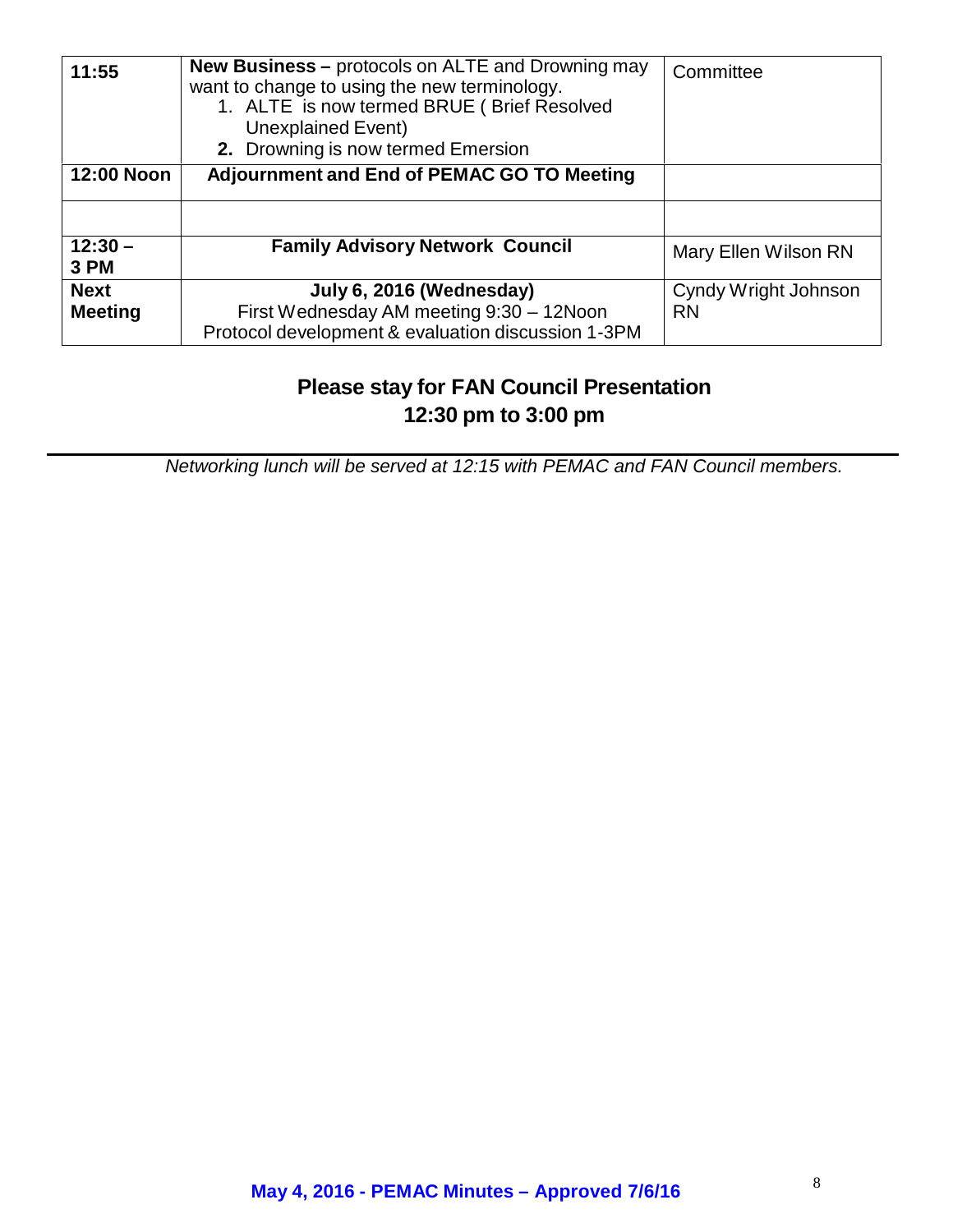| | | |
|---|---|---|
| **11:55** | **New Business –** protocols on ALTE and Drowning may want to change to using the new terminology.<br>1. ALTE is now termed BRUE ( Brief Resolved Unexplained Event)<br>**2.** Drowning is now termed Emersion | Committee |
| **12:00 Noon** | **Adjournment and End of PEMAC GO TO Meeting** | |
| | | |
| **12:30 – 3 PM** | **Family Advisory Network Council** | Mary Ellen Wilson RN |
| **Next Meeting** | **July 6, 2016 (Wednesday)**<br>First Wednesday AM meeting 9:30 – 12Noon<br>Protocol development & evaluation discussion 1-3PM | Cyndy Wright Johnson RN |

**Please stay for FAN Council Presentation**
**12:30 pm to 3:00 pm**

---

*Networking lunch will be served at 12:15 with PEMAC and FAN Council members.*